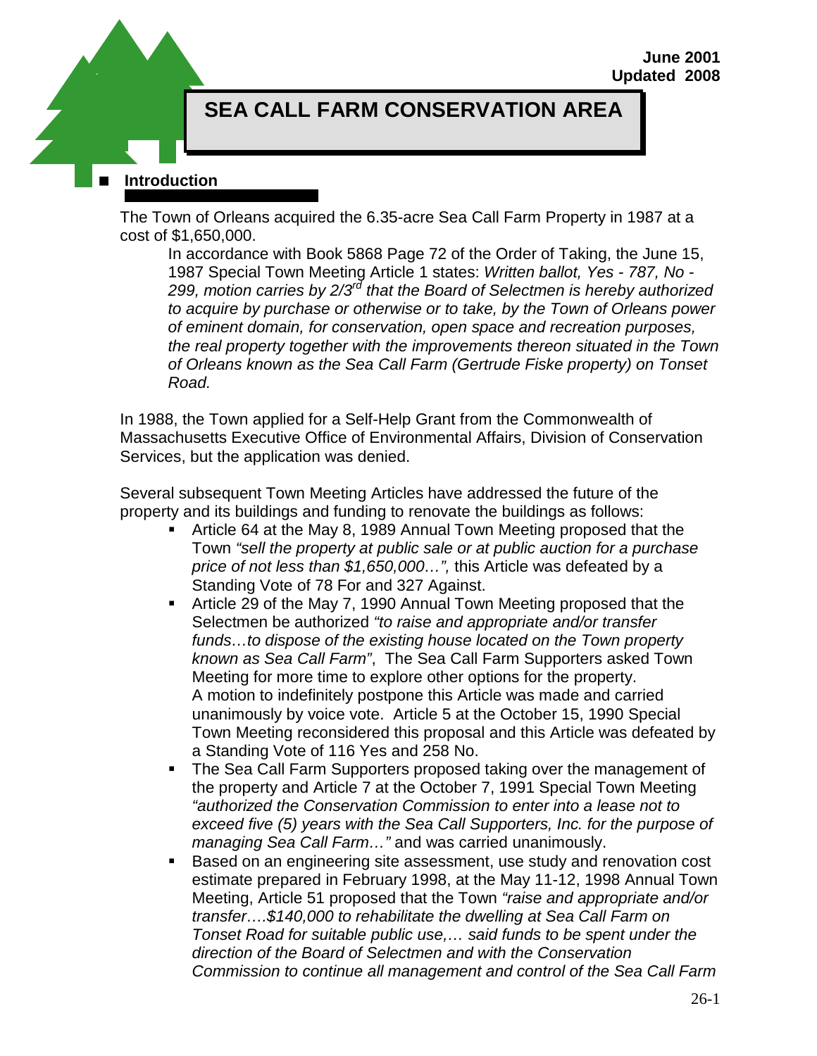June 2001
Updated 2008

# SEA CALL FARM CONSERVATION AREA

## Introduction

The Town of Orleans acquired the 6.35-acre Sea Call Farm Property in 1987 at a cost of $1,650,000.

> In accordance with Book 5868 Page 72 of the Order of Taking, the June 15, 1987 Special Town Meeting Article 1 states: *Written ballot, Yes - 787, No - 299, motion carries by 2/3rd that the Board of Selectmen is hereby authorized to acquire by purchase or otherwise or to take, by the Town of Orleans power of eminent domain, for conservation, open space and recreation purposes, the real property together with the improvements thereon situated in the Town of Orleans known as the Sea Call Farm (Gertrude Fiske property) on Tonset Road.*

In 1988, the Town applied for a Self-Help Grant from the Commonwealth of Massachusetts Executive Office of Environmental Affairs, Division of Conservation Services, but the application was denied.

Several subsequent Town Meeting Articles have addressed the future of the property and its buildings and funding to renovate the buildings as follows:

- Article 64 at the May 8, 1989 Annual Town Meeting proposed that the Town *"sell the property at public sale or at public auction for a purchase price of not less than $1,650,000…",* this Article was defeated by a Standing Vote of 78 For and 327 Against.
- Article 29 of the May 7, 1990 Annual Town Meeting proposed that the Selectmen be authorized *"to raise and appropriate and/or transfer funds…to dispose of the existing house located on the Town property known as Sea Call Farm"*, The Sea Call Farm Supporters asked Town Meeting for more time to explore other options for the property. A motion to indefinitely postpone this Article was made and carried unanimously by voice vote. Article 5 at the October 15, 1990 Special Town Meeting reconsidered this proposal and this Article was defeated by a Standing Vote of 116 Yes and 258 No.
- The Sea Call Farm Supporters proposed taking over the management of the property and Article 7 at the October 7, 1991 Special Town Meeting *"authorized the Conservation Commission to enter into a lease not to exceed five (5) years with the Sea Call Supporters, Inc. for the purpose of managing Sea Call Farm…"* and was carried unanimously.
- Based on an engineering site assessment, use study and renovation cost estimate prepared in February 1998, at the May 11-12, 1998 Annual Town Meeting, Article 51 proposed that the Town *"raise and appropriate and/or transfer….$140,000 to rehabilitate the dwelling at Sea Call Farm on Tonset Road for suitable public use,… said funds to be spent under the direction of the Board of Selectmen and with the Conservation Commission to continue all management and control of the Sea Call Farm*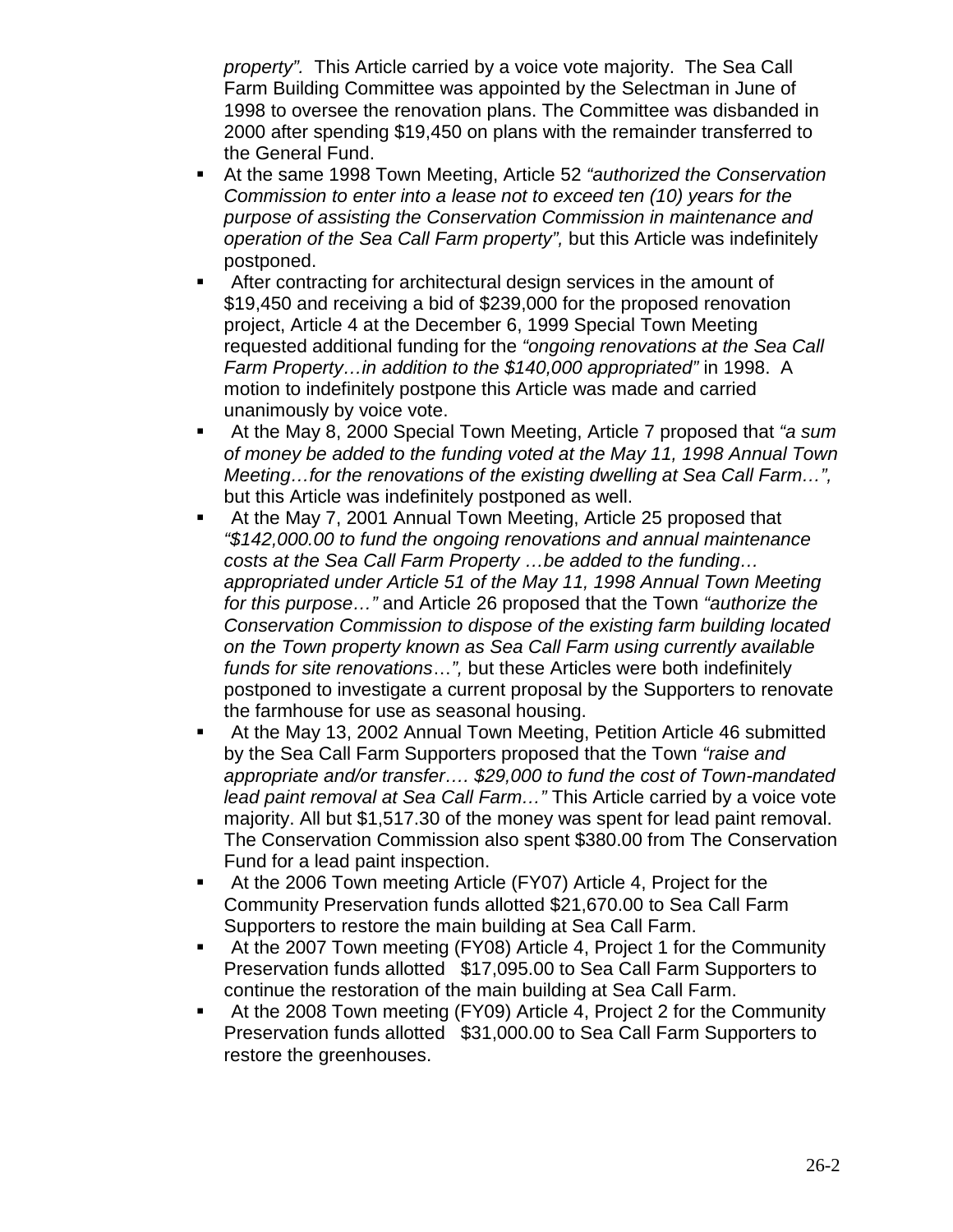*property".* This Article carried by a voice vote majority. The Sea Call Farm Building Committee was appointed by the Selectman in June of 1998 to oversee the renovation plans. The Committee was disbanded in 2000 after spending $19,450 on plans with the remainder transferred to the General Fund.

- At the same 1998 Town Meeting, Article 52 *"authorized the Conservation Commission to enter into a lease not to exceed ten (10) years for the purpose of assisting the Conservation Commission in maintenance and operation of the Sea Call Farm property",* but this Article was indefinitely postponed.
- After contracting for architectural design services in the amount of $19,450 and receiving a bid of $239,000 for the proposed renovation project, Article 4 at the December 6, 1999 Special Town Meeting requested additional funding for the *"ongoing renovations at the Sea Call Farm Property…in addition to the $140,000 appropriated"* in 1998. A motion to indefinitely postpone this Article was made and carried unanimously by voice vote.
- At the May 8, 2000 Special Town Meeting, Article 7 proposed that *"a sum of money be added to the funding voted at the May 11, 1998 Annual Town Meeting…for the renovations of the existing dwelling at Sea Call Farm…",* but this Article was indefinitely postponed as well.
- At the May 7, 2001 Annual Town Meeting, Article 25 proposed that *"$142,000.00 to fund the ongoing renovations and annual maintenance costs at the Sea Call Farm Property …be added to the funding… appropriated under Article 51 of the May 11, 1998 Annual Town Meeting for this purpose…"* and Article 26 proposed that the Town *"authorize the Conservation Commission to dispose of the existing farm building located on the Town property known as Sea Call Farm using currently available funds for site renovations…",* but these Articles were both indefinitely postponed to investigate a current proposal by the Supporters to renovate the farmhouse for use as seasonal housing.
- At the May 13, 2002 Annual Town Meeting, Petition Article 46 submitted by the Sea Call Farm Supporters proposed that the Town *"raise and appropriate and/or transfer…. $29,000 to fund the cost of Town-mandated lead paint removal at Sea Call Farm…"* This Article carried by a voice vote majority. All but $1,517.30 of the money was spent for lead paint removal. The Conservation Commission also spent $380.00 from The Conservation Fund for a lead paint inspection.
- At the 2006 Town meeting Article (FY07) Article 4, Project for the Community Preservation funds allotted $21,670.00 to Sea Call Farm Supporters to restore the main building at Sea Call Farm.
- At the 2007 Town meeting (FY08) Article 4, Project 1 for the Community Preservation funds allotted $17,095.00 to Sea Call Farm Supporters to continue the restoration of the main building at Sea Call Farm.
- At the 2008 Town meeting (FY09) Article 4, Project 2 for the Community Preservation funds allotted $31,000.00 to Sea Call Farm Supporters to restore the greenhouses.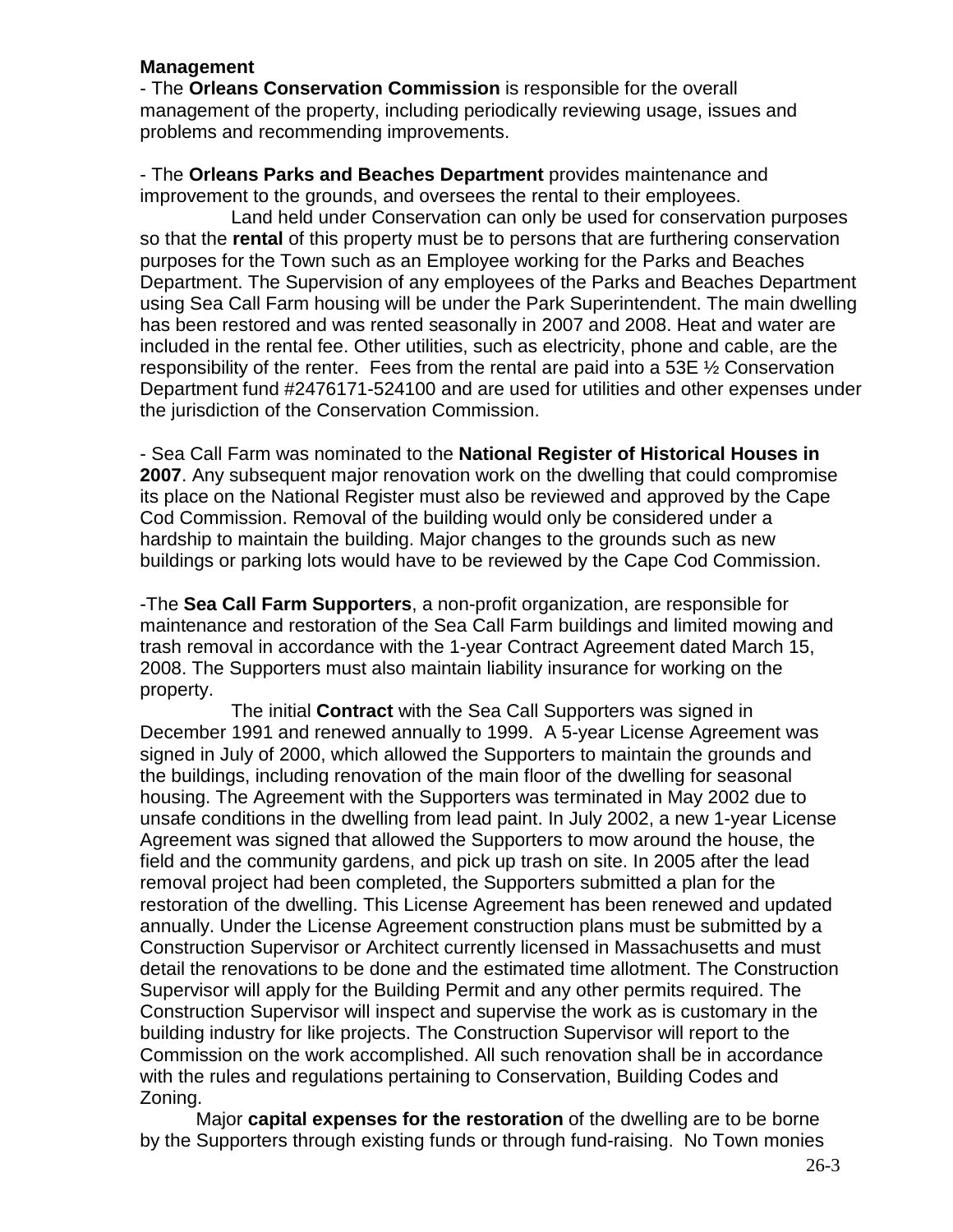**Management**

- The **Orleans Conservation Commission** is responsible for the overall management of the property, including periodically reviewing usage, issues and problems and recommending improvements.

- The **Orleans Parks and Beaches Department** provides maintenance and improvement to the grounds, and oversees the rental to their employees.

Land held under Conservation can only be used for conservation purposes so that the **rental** of this property must be to persons that are furthering conservation purposes for the Town such as an Employee working for the Parks and Beaches Department. The Supervision of any employees of the Parks and Beaches Department using Sea Call Farm housing will be under the Park Superintendent. The main dwelling has been restored and was rented seasonally in 2007 and 2008. Heat and water are included in the rental fee. Other utilities, such as electricity, phone and cable, are the responsibility of the renter. Fees from the rental are paid into a 53E ½ Conservation Department fund #2476171-524100 and are used for utilities and other expenses under the jurisdiction of the Conservation Commission.

- Sea Call Farm was nominated to the **National Register of Historical Houses in 2007**. Any subsequent major renovation work on the dwelling that could compromise its place on the National Register must also be reviewed and approved by the Cape Cod Commission. Removal of the building would only be considered under a hardship to maintain the building. Major changes to the grounds such as new buildings or parking lots would have to be reviewed by the Cape Cod Commission.

-The **Sea Call Farm Supporters**, a non-profit organization, are responsible for maintenance and restoration of the Sea Call Farm buildings and limited mowing and trash removal in accordance with the 1-year Contract Agreement dated March 15, 2008. The Supporters must also maintain liability insurance for working on the property.

The initial **Contract** with the Sea Call Supporters was signed in December 1991 and renewed annually to 1999. A 5-year License Agreement was signed in July of 2000, which allowed the Supporters to maintain the grounds and the buildings, including renovation of the main floor of the dwelling for seasonal housing. The Agreement with the Supporters was terminated in May 2002 due to unsafe conditions in the dwelling from lead paint. In July 2002, a new 1-year License Agreement was signed that allowed the Supporters to mow around the house, the field and the community gardens, and pick up trash on site. In 2005 after the lead removal project had been completed, the Supporters submitted a plan for the restoration of the dwelling. This License Agreement has been renewed and updated annually. Under the License Agreement construction plans must be submitted by a Construction Supervisor or Architect currently licensed in Massachusetts and must detail the renovations to be done and the estimated time allotment. The Construction Supervisor will apply for the Building Permit and any other permits required. The Construction Supervisor will inspect and supervise the work as is customary in the building industry for like projects. The Construction Supervisor will report to the Commission on the work accomplished. All such renovation shall be in accordance with the rules and regulations pertaining to Conservation, Building Codes and Zoning.

Major **capital expenses for the restoration** of the dwelling are to be borne by the Supporters through existing funds or through fund-raising. No Town monies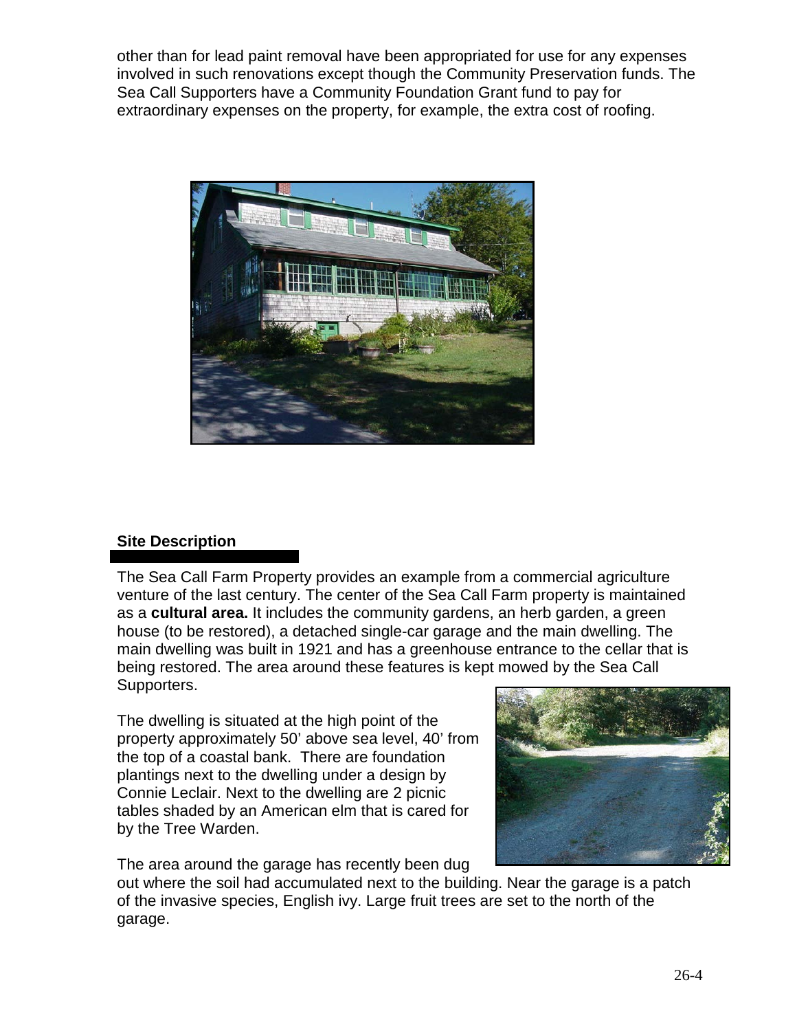other than for lead paint removal have been appropriated for use for any expenses involved in such renovations except though the Community Preservation funds. The Sea Call Supporters have a Community Foundation Grant fund to pay for extraordinary expenses on the property, for example, the extra cost of roofing.

**Site Description**

The Sea Call Farm Property provides an example from a commercial agriculture venture of the last century. The center of the Sea Call Farm property is maintained as a **cultural area.** It includes the community gardens, an herb garden, a green house (to be restored), a detached single-car garage and the main dwelling. The main dwelling was built in 1921 and has a greenhouse entrance to the cellar that is being restored. The area around these features is kept mowed by the Sea Call Supporters.

The dwelling is situated at the high point of the property approximately 50' above sea level, 40' from the top of a coastal bank. There are foundation plantings next to the dwelling under a design by Connie Leclair. Next to the dwelling are 2 picnic tables shaded by an American elm that is cared for by the Tree Warden.

The area around the garage has recently been dug out where the soil had accumulated next to the building. Near the garage is a patch of the invasive species, English ivy. Large fruit trees are set to the north of the garage.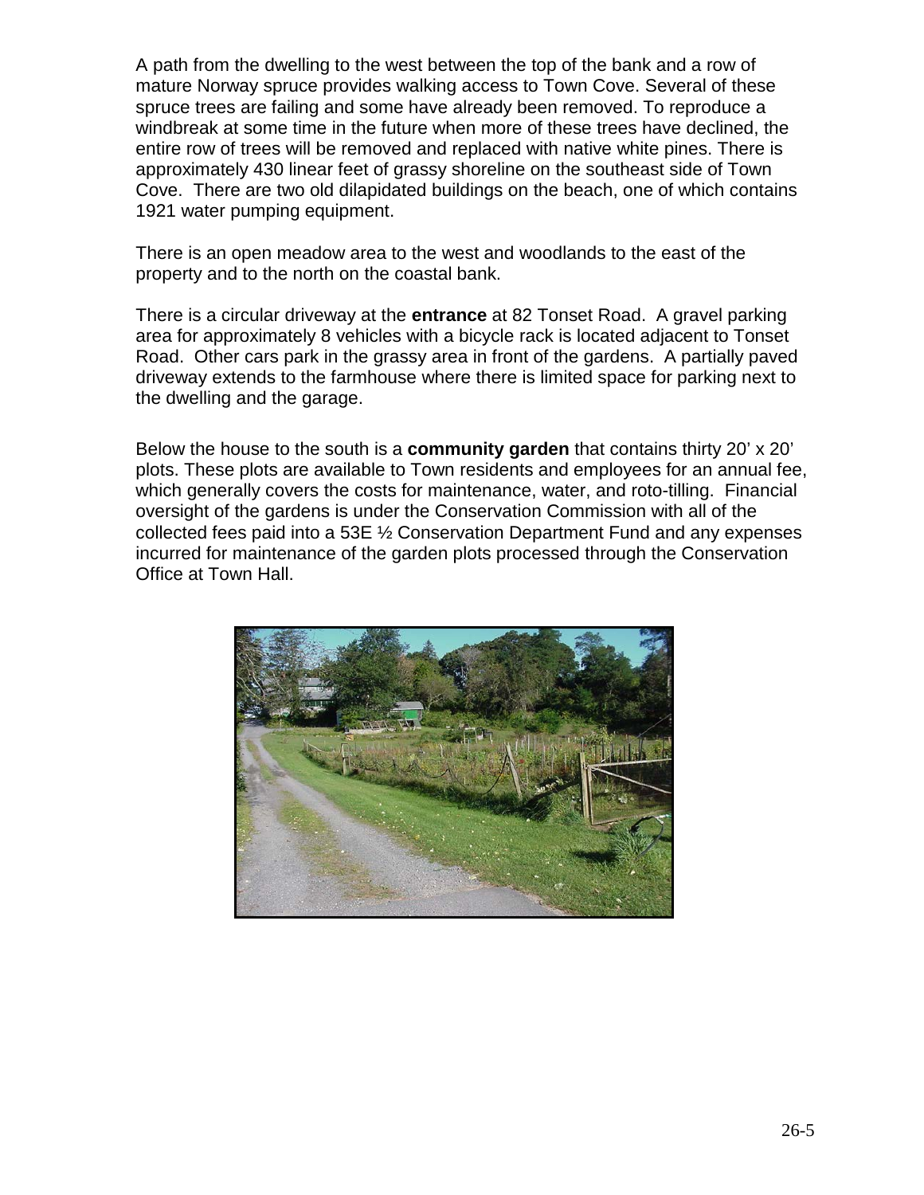A path from the dwelling to the west between the top of the bank and a row of mature Norway spruce provides walking access to Town Cove. Several of these spruce trees are failing and some have already been removed. To reproduce a windbreak at some time in the future when more of these trees have declined, the entire row of trees will be removed and replaced with native white pines. There is approximately 430 linear feet of grassy shoreline on the southeast side of Town Cove. There are two old dilapidated buildings on the beach, one of which contains 1921 water pumping equipment.

There is an open meadow area to the west and woodlands to the east of the property and to the north on the coastal bank.

There is a circular driveway at the **entrance** at 82 Tonset Road. A gravel parking area for approximately 8 vehicles with a bicycle rack is located adjacent to Tonset Road. Other cars park in the grassy area in front of the gardens. A partially paved driveway extends to the farmhouse where there is limited space for parking next to the dwelling and the garage.

Below the house to the south is a **community garden** that contains thirty 20' x 20' plots. These plots are available to Town residents and employees for an annual fee, which generally covers the costs for maintenance, water, and roto-tilling. Financial oversight of the gardens is under the Conservation Commission with all of the collected fees paid into a 53E ½ Conservation Department Fund and any expenses incurred for maintenance of the garden plots processed through the Conservation Office at Town Hall.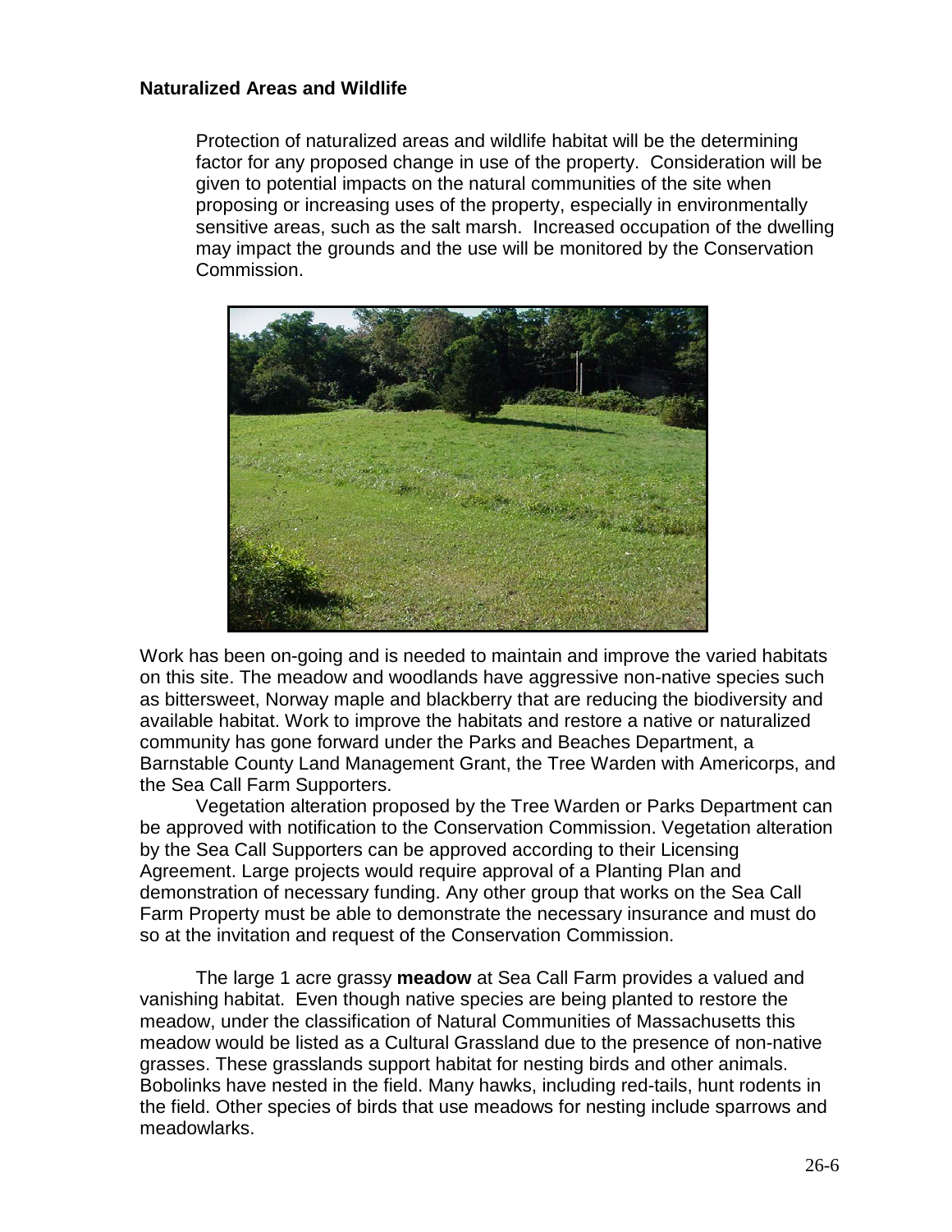## Naturalized Areas and Wildlife

Protection of naturalized areas and wildlife habitat will be the determining factor for any proposed change in use of the property. Consideration will be given to potential impacts on the natural communities of the site when proposing or increasing uses of the property, especially in environmentally sensitive areas, such as the salt marsh. Increased occupation of the dwelling may impact the grounds and the use will be monitored by the Conservation Commission.

Work has been on-going and is needed to maintain and improve the varied habitats on this site. The meadow and woodlands have aggressive non-native species such as bittersweet, Norway maple and blackberry that are reducing the biodiversity and available habitat. Work to improve the habitats and restore a native or naturalized community has gone forward under the Parks and Beaches Department, a Barnstable County Land Management Grant, the Tree Warden with Americorps, and the Sea Call Farm Supporters.

Vegetation alteration proposed by the Tree Warden or Parks Department can be approved with notification to the Conservation Commission. Vegetation alteration by the Sea Call Supporters can be approved according to their Licensing Agreement. Large projects would require approval of a Planting Plan and demonstration of necessary funding. Any other group that works on the Sea Call Farm Property must be able to demonstrate the necessary insurance and must do so at the invitation and request of the Conservation Commission.

The large 1 acre grassy **meadow** at Sea Call Farm provides a valued and vanishing habitat. Even though native species are being planted to restore the meadow, under the classification of Natural Communities of Massachusetts this meadow would be listed as a Cultural Grassland due to the presence of non-native grasses. These grasslands support habitat for nesting birds and other animals. Bobolinks have nested in the field. Many hawks, including red-tails, hunt rodents in the field. Other species of birds that use meadows for nesting include sparrows and meadowlarks.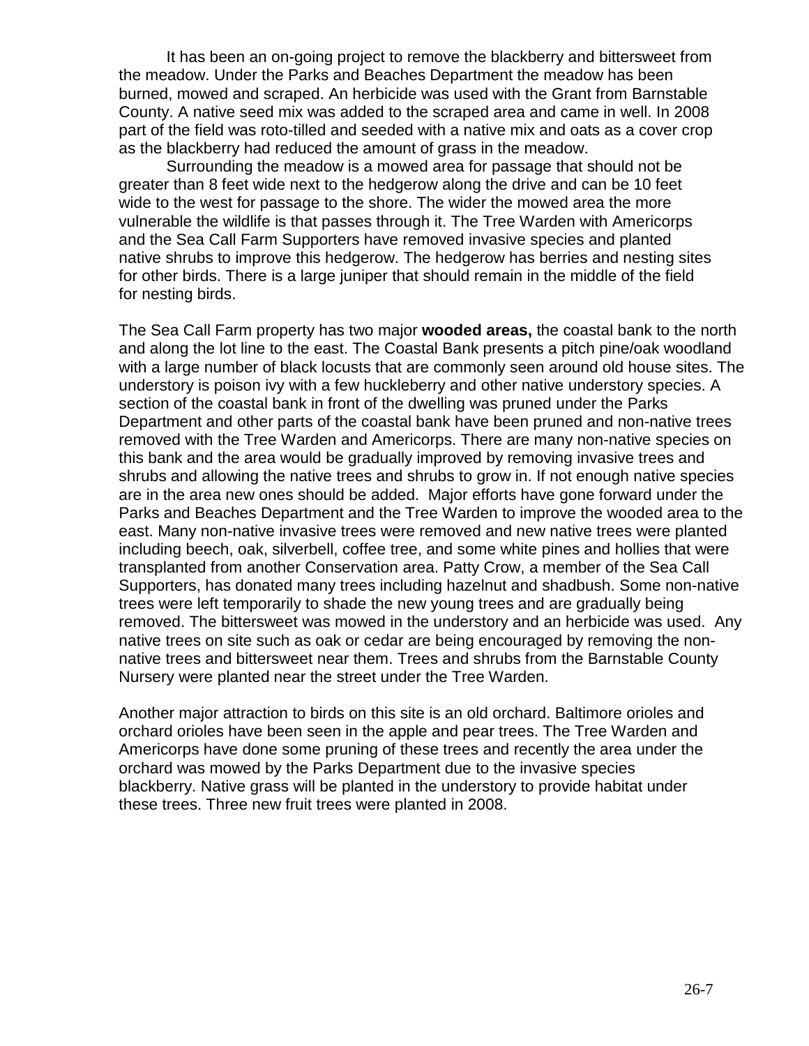It has been an on-going project to remove the blackberry and bittersweet from the meadow. Under the Parks and Beaches Department the meadow has been burned, mowed and scraped. An herbicide was used with the Grant from Barnstable County. A native seed mix was added to the scraped area and came in well. In 2008 part of the field was roto-tilled and seeded with a native mix and oats as a cover crop as the blackberry had reduced the amount of grass in the meadow.

Surrounding the meadow is a mowed area for passage that should not be greater than 8 feet wide next to the hedgerow along the drive and can be 10 feet wide to the west for passage to the shore. The wider the mowed area the more vulnerable the wildlife is that passes through it. The Tree Warden with Americorps and the Sea Call Farm Supporters have removed invasive species and planted native shrubs to improve this hedgerow. The hedgerow has berries and nesting sites for other birds. There is a large juniper that should remain in the middle of the field for nesting birds.

The Sea Call Farm property has two major **wooded areas,** the coastal bank to the north and along the lot line to the east. The Coastal Bank presents a pitch pine/oak woodland with a large number of black locusts that are commonly seen around old house sites. The understory is poison ivy with a few huckleberry and other native understory species. A section of the coastal bank in front of the dwelling was pruned under the Parks Department and other parts of the coastal bank have been pruned and non-native trees removed with the Tree Warden and Americorps. There are many non-native species on this bank and the area would be gradually improved by removing invasive trees and shrubs and allowing the native trees and shrubs to grow in. If not enough native species are in the area new ones should be added. Major efforts have gone forward under the Parks and Beaches Department and the Tree Warden to improve the wooded area to the east. Many non-native invasive trees were removed and new native trees were planted including beech, oak, silverbell, coffee tree, and some white pines and hollies that were transplanted from another Conservation area. Patty Crow, a member of the Sea Call Supporters, has donated many trees including hazelnut and shadbush. Some non-native trees were left temporarily to shade the new young trees and are gradually being removed. The bittersweet was mowed in the understory and an herbicide was used. Any native trees on site such as oak or cedar are being encouraged by removing the non-native trees and bittersweet near them. Trees and shrubs from the Barnstable County Nursery were planted near the street under the Tree Warden.

Another major attraction to birds on this site is an old orchard. Baltimore orioles and orchard orioles have been seen in the apple and pear trees. The Tree Warden and Americorps have done some pruning of these trees and recently the area under the orchard was mowed by the Parks Department due to the invasive species blackberry. Native grass will be planted in the understory to provide habitat under these trees. Three new fruit trees were planted in 2008.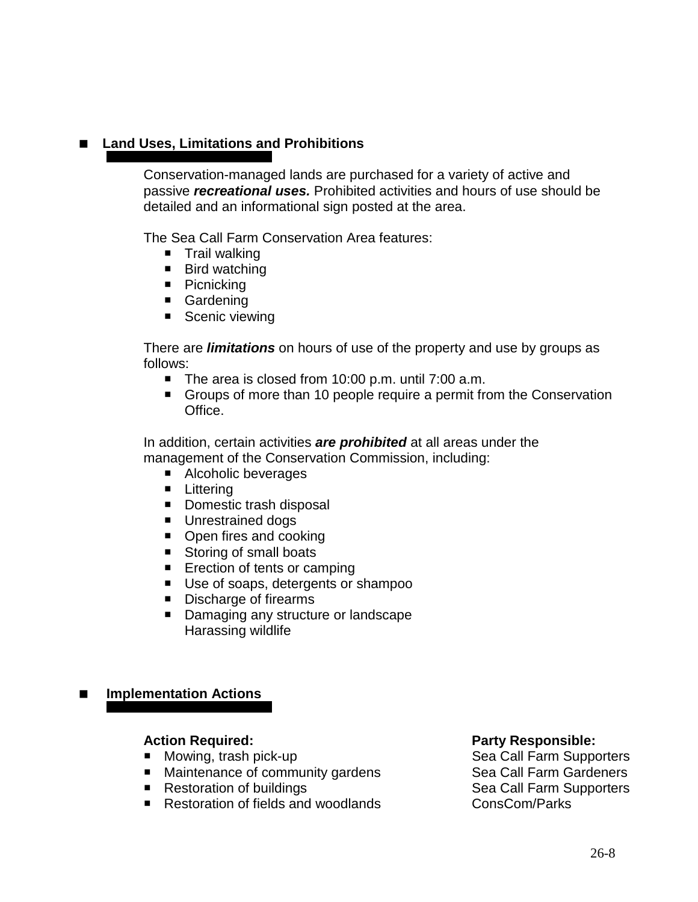## Land Uses, Limitations and Prohibitions

Conservation-managed lands are purchased for a variety of active and passive ***recreational uses.*** Prohibited activities and hours of use should be detailed and an informational sign posted at the area.

The Sea Call Farm Conservation Area features:

- Trail walking
- Bird watching
- Picnicking
- Gardening
- Scenic viewing

There are ***limitations*** on hours of use of the property and use by groups as follows:

- The area is closed from 10:00 p.m. until 7:00 a.m.
- Groups of more than 10 people require a permit from the Conservation Office.

In addition, certain activities ***are prohibited*** at all areas under the management of the Conservation Commission, including:

- Alcoholic beverages
- Littering
- Domestic trash disposal
- Unrestrained dogs
- Open fires and cooking
- Storing of small boats
- Erection of tents or camping
- Use of soaps, detergents or shampoo
- Discharge of firearms
- Damaging any structure or landscape
  Harassing wildlife

## Implementation Actions

| **Action Required:** | **Party Responsible:** |
|---|---|
| Mowing, trash pick-up | Sea Call Farm Supporters |
| Maintenance of community gardens | Sea Call Farm Gardeners |
| Restoration of buildings | Sea Call Farm Supporters |
| Restoration of fields and woodlands | ConsCom/Parks |